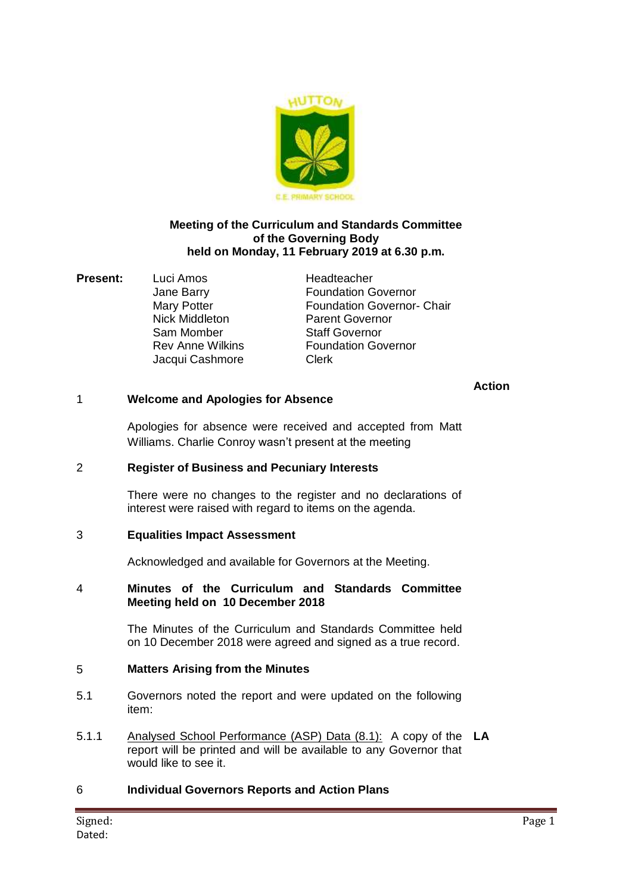**Meeting of the Curriculum and Standards Committee of the Governing Body held on Monday, 11 February 2019 at 6.30 p.m.**

**Present:**

| Name | Role |
|---|---|
| Luci Amos | Headteacher |
| Jane Barry | Foundation Governor |
| Mary Potter | Foundation Governor- Chair |
| Nick Middleton | Parent Governor |
| Sam Momber | Staff Governor |
| Rev Anne Wilkins | Foundation Governor |
| Jacqui Cashmore | Clerk |

**Action**

**1 Welcome and Apologies for Absence**

Apologies for absence were received and accepted from Matt Williams. Charlie Conroy wasn't present at the meeting

**2 Register of Business and Pecuniary Interests**

There were no changes to the register and no declarations of interest were raised with regard to items on the agenda.

**3 Equalities Impact Assessment**

Acknowledged and available for Governors at the Meeting.

**4 Minutes of the Curriculum and Standards Committee Meeting held on 10 December 2018**

The Minutes of the Curriculum and Standards Committee held on 10 December 2018 were agreed and signed as a true record.

**5 Matters Arising from the Minutes**

5.1 Governors noted the report and were updated on the following item:

5.1.1 Analysed School Performance (ASP) Data (8.1): A copy of the report will be printed and will be available to any Governor that would like to see it. **LA**

**6 Individual Governors Reports and Action Plans**

Signed:
Dated: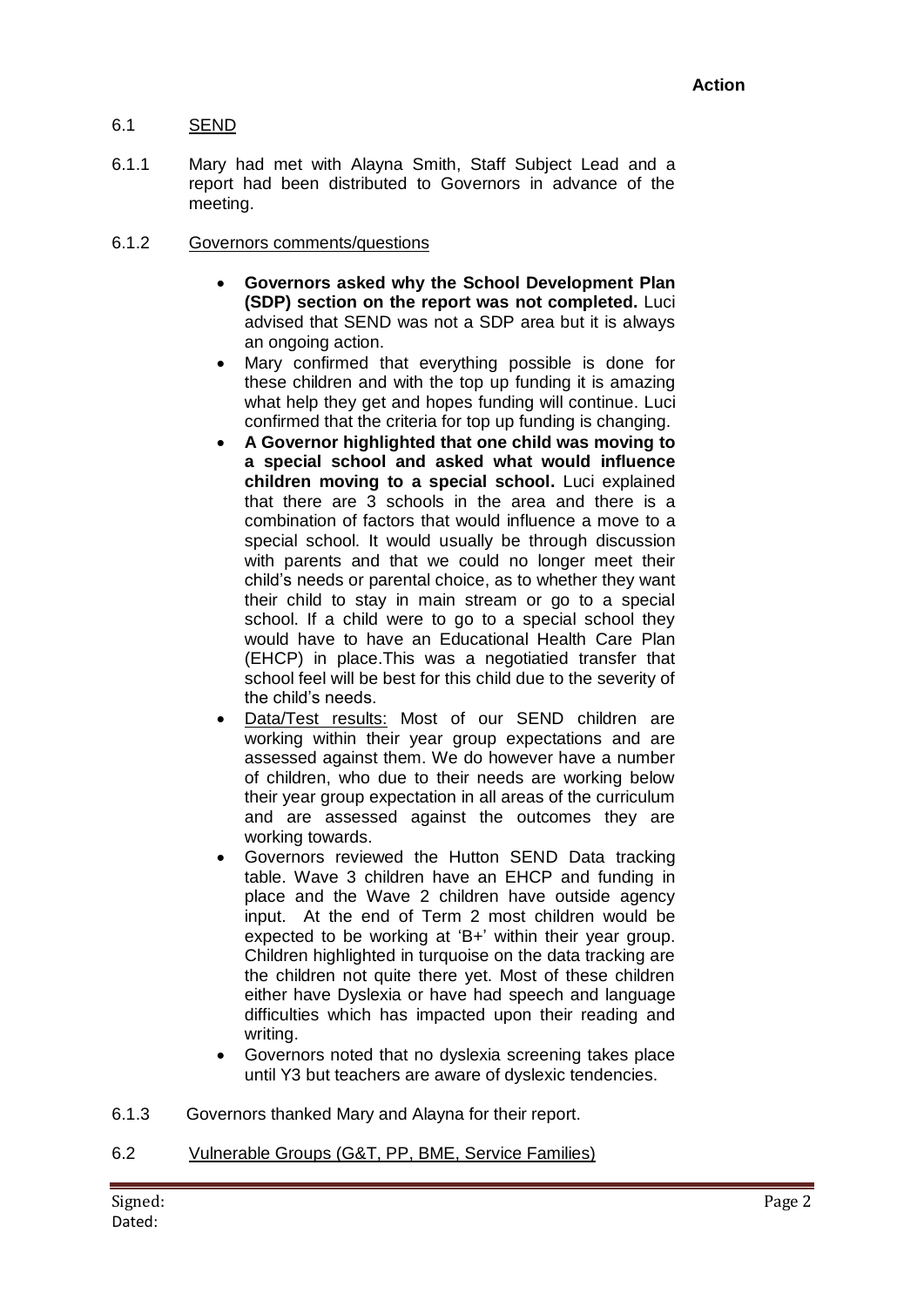**Action**

6.1 SEND

6.1.1 Mary had met with Alayna Smith, Staff Subject Lead and a report had been distributed to Governors in advance of the meeting.

6.1.2 Governors comments/questions

- **Governors asked why the School Development Plan (SDP) section on the report was not completed.** Luci advised that SEND was not a SDP area but it is always an ongoing action.
- Mary confirmed that everything possible is done for these children and with the top up funding it is amazing what help they get and hopes funding will continue. Luci confirmed that the criteria for top up funding is changing.
- **A Governor highlighted that one child was moving to a special school and asked what would influence children moving to a special school.** Luci explained that there are 3 schools in the area and there is a combination of factors that would influence a move to a special school. It would usually be through discussion with parents and that we could no longer meet their child's needs or parental choice, as to whether they want their child to stay in main stream or go to a special school. If a child were to go to a special school they would have to have an Educational Health Care Plan (EHCP) in place.This was a negotiatied transfer that school feel will be best for this child due to the severity of the child's needs.
- Data/Test results: Most of our SEND children are working within their year group expectations and are assessed against them. We do however have a number of children, who due to their needs are working below their year group expectation in all areas of the curriculum and are assessed against the outcomes they are working towards.
- Governors reviewed the Hutton SEND Data tracking table. Wave 3 children have an EHCP and funding in place and the Wave 2 children have outside agency input. At the end of Term 2 most children would be expected to be working at 'B+' within their year group. Children highlighted in turquoise on the data tracking are the children not quite there yet. Most of these children either have Dyslexia or have had speech and language difficulties which has impacted upon their reading and writing.
- Governors noted that no dyslexia screening takes place until Y3 but teachers are aware of dyslexic tendencies.

6.1.3 Governors thanked Mary and Alayna for their report.

6.2 Vulnerable Groups (G&T, PP, BME, Service Families)

Signed:
Dated: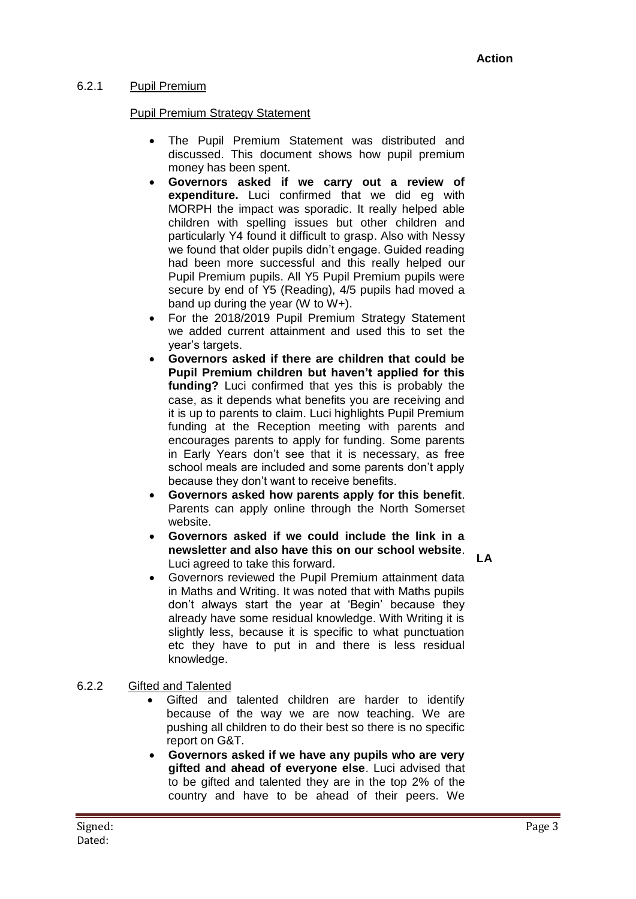**Action**

6.2.1 Pupil Premium

Pupil Premium Strategy Statement

- The Pupil Premium Statement was distributed and discussed. This document shows how pupil premium money has been spent.
- **Governors asked if we carry out a review of expenditure.** Luci confirmed that we did eg with MORPH the impact was sporadic. It really helped able children with spelling issues but other children and particularly Y4 found it difficult to grasp. Also with Nessy we found that older pupils didn't engage. Guided reading had been more successful and this really helped our Pupil Premium pupils. All Y5 Pupil Premium pupils were secure by end of Y5 (Reading), 4/5 pupils had moved a band up during the year (W to W+).
- For the 2018/2019 Pupil Premium Strategy Statement we added current attainment and used this to set the year's targets.
- **Governors asked if there are children that could be Pupil Premium children but haven't applied for this funding?** Luci confirmed that yes this is probably the case, as it depends what benefits you are receiving and it is up to parents to claim. Luci highlights Pupil Premium funding at the Reception meeting with parents and encourages parents to apply for funding. Some parents in Early Years don't see that it is necessary, as free school meals are included and some parents don't apply because they don't want to receive benefits.
- **Governors asked how parents apply for this benefit**. Parents can apply online through the North Somerset website.
- **Governors asked if we could include the link in a newsletter and also have this on our school website**. Luci agreed to take this forward. **LA**
- Governors reviewed the Pupil Premium attainment data in Maths and Writing. It was noted that with Maths pupils don't always start the year at 'Begin' because they already have some residual knowledge. With Writing it is slightly less, because it is specific to what punctuation etc they have to put in and there is less residual knowledge.

6.2.2 Gifted and Talented

- Gifted and talented children are harder to identify because of the way we are now teaching. We are pushing all children to do their best so there is no specific report on G&T.
- **Governors asked if we have any pupils who are very gifted and ahead of everyone else**. Luci advised that to be gifted and talented they are in the top 2% of the country and have to be ahead of their peers. We

Signed:
Dated: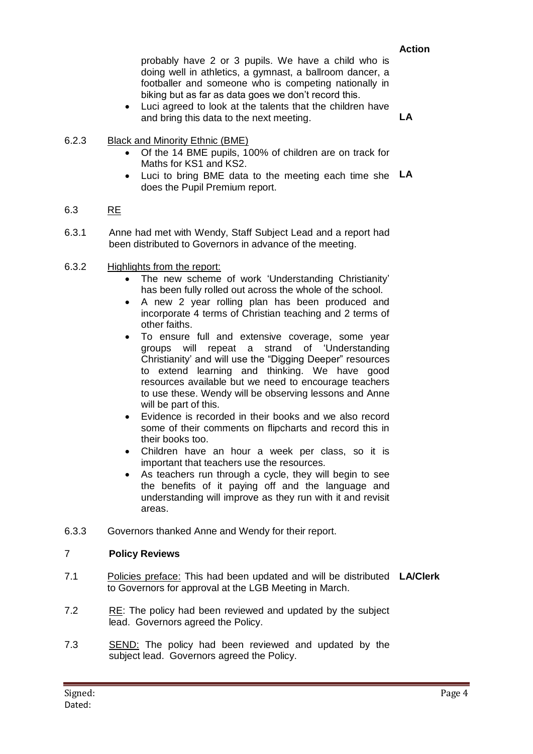| | | Action |
|---|---|---|
| | probably have 2 or 3 pupils. We have a child who is doing well in athletics, a gymnast, a ballroom dancer, a footballer and someone who is competing nationally in biking but as far as data goes we don't record this. | |
| | • Luci agreed to look at the talents that the children have and bring this data to the next meeting. | **LA** |
| 6.2.3 | <u>Black and Minority Ethnic (BME)</u> | |
| | • Of the 14 BME pupils, 100% of children are on track for Maths for KS1 and KS2. | |
| | • Luci to bring BME data to the meeting each time she does the Pupil Premium report. | **LA** |
| 6.3 | <u>RE</u> | |
| 6.3.1 | Anne had met with Wendy, Staff Subject Lead and a report had been distributed to Governors in advance of the meeting. | |
| 6.3.2 | <u>Highlights from the report:</u> | |
| | • The new scheme of work 'Understanding Christianity' has been fully rolled out across the whole of the school. | |
| | • A new 2 year rolling plan has been produced and incorporate 4 terms of Christian teaching and 2 terms of other faiths. | |
| | • To ensure full and extensive coverage, some year groups will repeat a strand of 'Understanding Christianity' and will use the "Digging Deeper" resources to extend learning and thinking. We have good resources available but we need to encourage teachers to use these. Wendy will be observing lessons and Anne will be part of this. | |
| | • Evidence is recorded in their books and we also record some of their comments on flipcharts and record this in their books too. | |
| | • Children have an hour a week per class, so it is important that teachers use the resources. | |
| | • As teachers run through a cycle, they will begin to see the benefits of it paying off and the language and understanding will improve as they run with it and revisit areas. | |
| 6.3.3 | Governors thanked Anne and Wendy for their report. | |
| **7** | **Policy Reviews** | |
| 7.1 | <u>Policies preface:</u> This had been updated and will be distributed to Governors for approval at the LGB Meeting in March. | **LA/Clerk** |
| 7.2 | <u>RE</u>: The policy had been reviewed and updated by the subject lead. Governors agreed the Policy. | |
| 7.3 | <u>SEND:</u> The policy had been reviewed and updated by the subject lead. Governors agreed the Policy. | |

Signed:
Dated: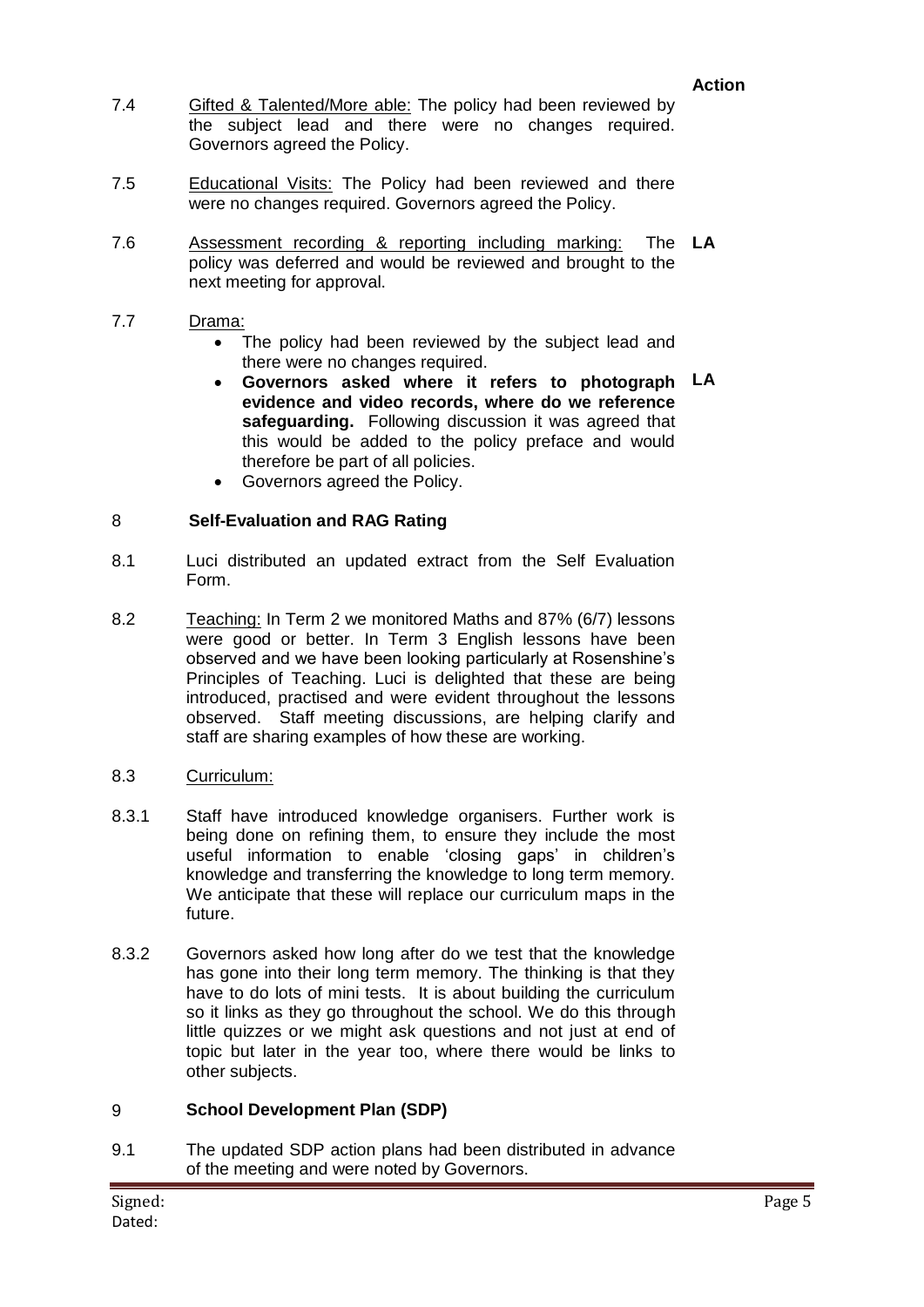**Action**

7.4 Gifted & Talented/More able: The policy had been reviewed by the subject lead and there were no changes required. Governors agreed the Policy.

7.5 Educational Visits: The Policy had been reviewed and there were no changes required. Governors agreed the Policy.

7.6 Assessment recording & reporting including marking: The policy was deferred and would be reviewed and brought to the next meeting for approval. **LA**

7.7 Drama:

- The policy had been reviewed by the subject lead and there were no changes required.
- **Governors asked where it refers to photograph evidence and video records, where do we reference safeguarding.** Following discussion it was agreed that this would be added to the policy preface and would therefore be part of all policies. **LA**
- Governors agreed the Policy.

## 8 Self-Evaluation and RAG Rating

8.1 Luci distributed an updated extract from the Self Evaluation Form.

8.2 Teaching: In Term 2 we monitored Maths and 87% (6/7) lessons were good or better. In Term 3 English lessons have been observed and we have been looking particularly at Rosenshine's Principles of Teaching. Luci is delighted that these are being introduced, practised and were evident throughout the lessons observed. Staff meeting discussions, are helping clarify and staff are sharing examples of how these are working.

8.3 Curriculum:

8.3.1 Staff have introduced knowledge organisers. Further work is being done on refining them, to ensure they include the most useful information to enable 'closing gaps' in children's knowledge and transferring the knowledge to long term memory. We anticipate that these will replace our curriculum maps in the future.

8.3.2 Governors asked how long after do we test that the knowledge has gone into their long term memory. The thinking is that they have to do lots of mini tests. It is about building the curriculum so it links as they go throughout the school. We do this through little quizzes or we might ask questions and not just at end of topic but later in the year too, where there would be links to other subjects.

## 9 School Development Plan (SDP)

9.1 The updated SDP action plans had been distributed in advance of the meeting and were noted by Governors.

Signed:
Dated: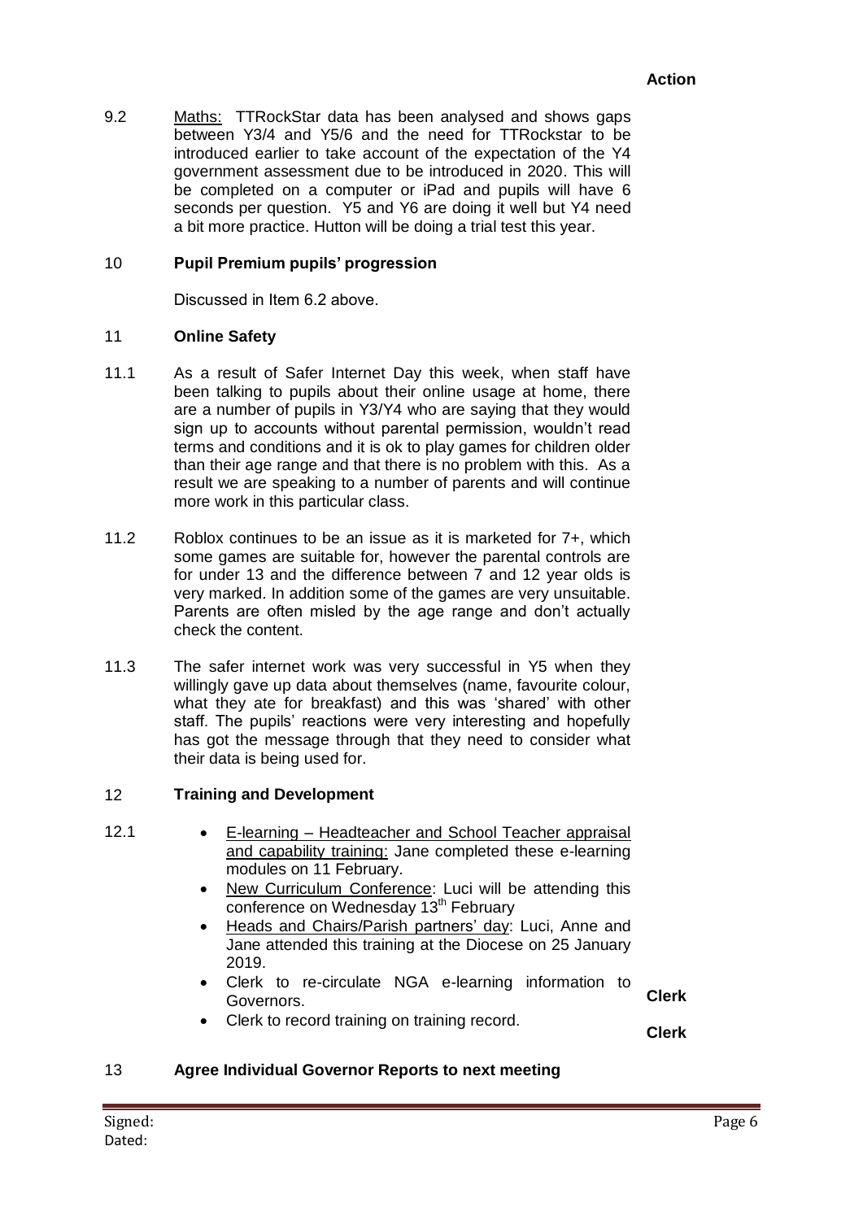**Action**

9.2 Maths: TTRockStar data has been analysed and shows gaps between Y3/4 and Y5/6 and the need for TTRockstar to be introduced earlier to take account of the expectation of the Y4 government assessment due to be introduced in 2020. This will be completed on a computer or iPad and pupils will have 6 seconds per question. Y5 and Y6 are doing it well but Y4 need a bit more practice. Hutton will be doing a trial test this year.

## 10 Pupil Premium pupils' progression

Discussed in Item 6.2 above.

## 11 Online Safety

11.1 As a result of Safer Internet Day this week, when staff have been talking to pupils about their online usage at home, there are a number of pupils in Y3/Y4 who are saying that they would sign up to accounts without parental permission, wouldn't read terms and conditions and it is ok to play games for children older than their age range and that there is no problem with this. As a result we are speaking to a number of parents and will continue more work in this particular class.

11.2 Roblox continues to be an issue as it is marketed for 7+, which some games are suitable for, however the parental controls are for under 13 and the difference between 7 and 12 year olds is very marked. In addition some of the games are very unsuitable. Parents are often misled by the age range and don't actually check the content.

11.3 The safer internet work was very successful in Y5 when they willingly gave up data about themselves (name, favourite colour, what they ate for breakfast) and this was 'shared' with other staff. The pupils' reactions were very interesting and hopefully has got the message through that they need to consider what their data is being used for.

## 12 Training and Development

12.1

- E-learning – Headteacher and School Teacher appraisal and capability training: Jane completed these e-learning modules on 11 February.
- New Curriculum Conference: Luci will be attending this conference on Wednesday 13th February
- Heads and Chairs/Parish partners' day: Luci, Anne and Jane attended this training at the Diocese on 25 January 2019.
- Clerk to re-circulate NGA e-learning information to Governors. — **Clerk**
- Clerk to record training on training record. — **Clerk**

## 13 Agree Individual Governor Reports to next meeting

Signed:
Dated: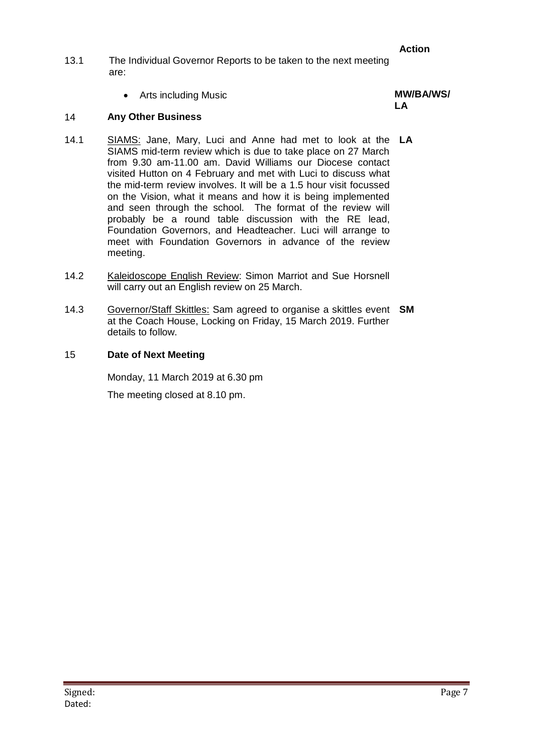**Action**

13.1 The Individual Governor Reports to be taken to the next meeting are:

- Arts including Music — **MW/BA/WS/LA**

## 14 Any Other Business

14.1 SIAMS: Jane, Mary, Luci and Anne had met to look at the SIAMS mid-term review which is due to take place on 27 March from 9.30 am-11.00 am. David Williams our Diocese contact visited Hutton on 4 February and met with Luci to discuss what the mid-term review involves. It will be a 1.5 hour visit focussed on the Vision, what it means and how it is being implemented and seen through the school. The format of the review will probably be a round table discussion with the RE lead, Foundation Governors, and Headteacher. Luci will arrange to meet with Foundation Governors in advance of the review meeting. — **LA**

14.2 Kaleidoscope English Review: Simon Marriot and Sue Horsnell will carry out an English review on 25 March.

14.3 Governor/Staff Skittles: Sam agreed to organise a skittles event at the Coach House, Locking on Friday, 15 March 2019. Further details to follow. — **SM**

## 15 Date of Next Meeting

Monday, 11 March 2019 at 6.30 pm

The meeting closed at 8.10 pm.

Signed:
Dated: